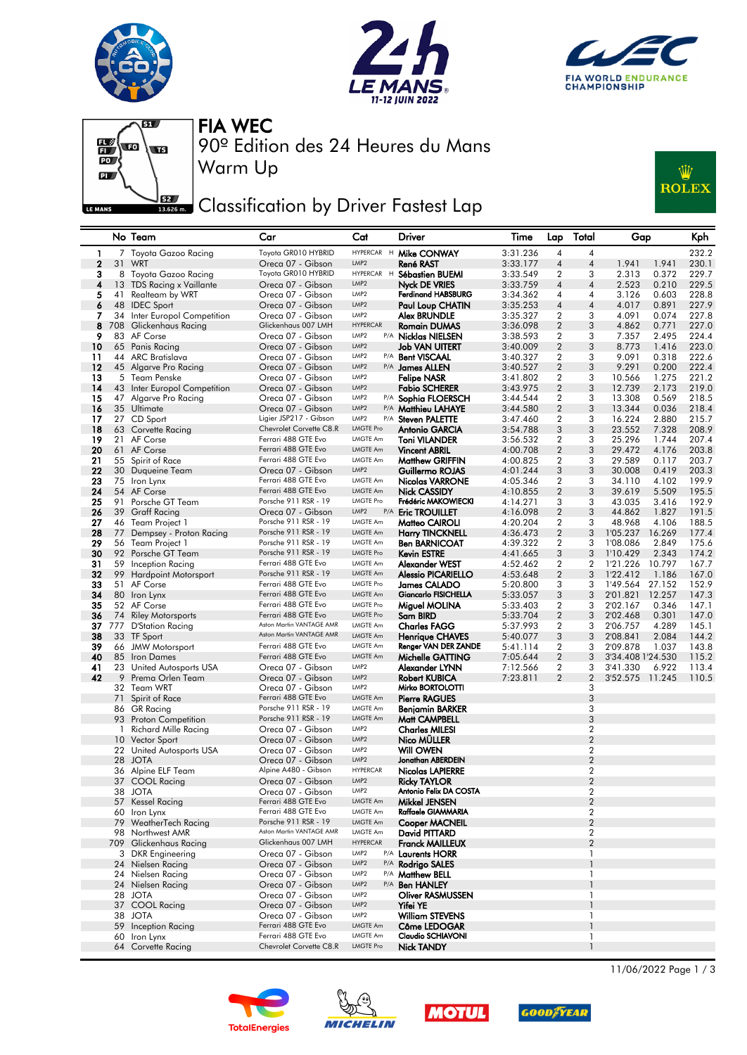# FIA WEC

## 90º Edition des 24 Heures du Mans

## Warm Up

## Classification by Driver Fastest Lap

| | No | Team | Car | Cat | | Driver | Time | Lap | Total | Gap | | Kph |
|---|---|---|---|---|---|---|---|---|---|---|---|---|
| 1 | 7 | Toyota Gazoo Racing | Toyota GR010 HYBRID | HYPERCAR | H | Mike CONWAY | 3:31.236 | 4 | 4 | | | 232.2 |
| 2 | 31 | WRT | Oreca 07 - Gibson | LMP2 | | René RAST | 3:33.177 | 4 | 4 | 1.941 | 1.941 | 230.1 |
| 3 | 8 | Toyota Gazoo Racing | Toyota GR010 HYBRID | HYPERCAR | H | Sébastien BUEMI | 3:33.549 | 2 | 3 | 2.313 | 0.372 | 229.7 |
| 4 | 13 | TDS Racing x Vaillante | Oreca 07 - Gibson | LMP2 | | Nyck DE VRIES | 3:33.759 | 4 | 4 | 2.523 | 0.210 | 229.5 |
| 5 | 41 | Realteam by WRT | Oreca 07 - Gibson | LMP2 | | Ferdinand HABSBURG | 3:34.362 | 4 | 4 | 3.126 | 0.603 | 228.8 |
| 6 | 48 | IDEC Sport | Oreca 07 - Gibson | LMP2 | | Paul Loup CHATIN | 3:35.253 | 4 | 4 | 4.017 | 0.891 | 227.9 |
| 7 | 34 | Inter Europol Competition | Oreca 07 - Gibson | LMP2 | | Alex BRUNDLE | 3:35.327 | 2 | 3 | 4.091 | 0.074 | 227.8 |
| 8 | 708 | Glickenhaus Racing | Glickenhaus 007 LMH | HYPERCAR | | Romain DUMAS | 3:36.098 | 2 | 3 | 4.862 | 0.771 | 227.0 |
| 9 | 83 | AF Corse | Oreca 07 - Gibson | LMP2 | P/A | Nicklas NIELSEN | 3:38.593 | 2 | 3 | 7.357 | 2.495 | 224.4 |
| 10 | 65 | Panis Racing | Oreca 07 - Gibson | LMP2 | | Job VAN UITERT | 3:40.009 | 2 | 3 | 8.773 | 1.416 | 223.0 |
| 11 | 44 | ARC Bratislava | Oreca 07 - Gibson | LMP2 | P/A | Bent VISCAAL | 3:40.327 | 2 | 3 | 9.091 | 0.318 | 222.6 |
| 12 | 45 | Algarve Pro Racing | Oreca 07 - Gibson | LMP2 | P/A | James ALLEN | 3:40.527 | 2 | 3 | 9.291 | 0.200 | 222.4 |
| 13 | 5 | Team Penske | Oreca 07 - Gibson | LMP2 | | Felipe NASR | 3:41.802 | 2 | 3 | 10.566 | 1.275 | 221.2 |
| 14 | 43 | Inter Europol Competition | Oreca 07 - Gibson | LMP2 | | Fabio SCHERER | 3:43.975 | 2 | 3 | 12.739 | 2.173 | 219.0 |
| 15 | 47 | Algarve Pro Racing | Oreca 07 - Gibson | LMP2 | P/A | Sophia FLOERSCH | 3:44.544 | 2 | 3 | 13.308 | 0.569 | 218.5 |
| 16 | 35 | Ultimate | Oreca 07 - Gibson | LMP2 | P/A | Matthieu LAHAYE | 3:44.580 | 2 | 3 | 13.344 | 0.036 | 218.4 |
| 17 | 27 | CD Sport | Ligier JSP217 - Gibson | LMP2 | P/A | Steven PALETTE | 3:47.460 | 2 | 3 | 16.224 | 2.880 | 215.7 |
| 18 | 63 | Corvette Racing | Chevrolet Corvette C8.R | LMGTE Pro | | Antonio GARCIA | 3:54.788 | 3 | 3 | 23.552 | 7.328 | 208.9 |
| 19 | 21 | AF Corse | Ferrari 488 GTE Evo | LMGTE Am | | Toni VILANDER | 3:56.532 | 2 | 3 | 25.296 | 1.744 | 207.4 |
| 20 | 61 | AF Corse | Ferrari 488 GTE Evo | LMGTE Am | | Vincent ABRIL | 4:00.708 | 2 | 3 | 29.472 | 4.176 | 203.8 |
| 21 | 55 | Spirit of Race | Ferrari 488 GTE Evo | LMGTE Am | | Matthew GRIFFIN | 4:00.825 | 2 | 3 | 29.589 | 0.117 | 203.7 |
| 22 | 30 | Duqueine Team | Oreca 07 - Gibson | LMP2 | | Guillermo ROJAS | 4:01.244 | 3 | 3 | 30.008 | 0.419 | 203.3 |
| 23 | 75 | Iron Lynx | Ferrari 488 GTE Evo | LMGTE Am | | Nicolas VARRONE | 4:05.346 | 2 | 3 | 34.110 | 4.102 | 199.9 |
| 24 | 54 | AF Corse | Ferrari 488 GTE Evo | LMGTE Am | | Nick CASSIDY | 4:10.855 | 2 | 3 | 39.619 | 5.509 | 195.5 |
| 25 | 91 | Porsche GT Team | Porsche 911 RSR - 19 | LMGTE Pro | | Frédéric MAKOWIECKI | 4:14.271 | 3 | 3 | 43.035 | 3.416 | 192.9 |
| 26 | 39 | Graff Racing | Oreca 07 - Gibson | LMP2 | P/A | Eric TROUILLET | 4:16.098 | 2 | 3 | 44.862 | 1.827 | 191.5 |
| 27 | 46 | Team Project 1 | Porsche 911 RSR - 19 | LMGTE Am | | Matteo CAIROLI | 4:20.204 | 2 | 3 | 48.968 | 4.106 | 188.5 |
| 28 | 77 | Dempsey - Proton Racing | Porsche 911 RSR - 19 | LMGTE Am | | Harry TINCKNELL | 4:36.473 | 2 | 3 | 1'05.237 | 16.269 | 177.4 |
| 29 | 56 | Team Project 1 | Porsche 911 RSR - 19 | LMGTE Am | | Ben BARNICOAT | 4:39.322 | 2 | 3 | 1'08.086 | 2.849 | 175.6 |
| 30 | 92 | Porsche GT Team | Porsche 911 RSR - 19 | LMGTE Pro | | Kevin ESTRE | 4:41.665 | 3 | 3 | 1'10.429 | 2.343 | 174.2 |
| 31 | 59 | Inception Racing | Ferrari 488 GTE Evo | LMGTE Am | | Alexander WEST | 4:52.462 | 2 | 2 | 1'21.226 | 10.797 | 167.7 |
| 32 | 99 | Hardpoint Motorsport | Porsche 911 RSR - 19 | LMGTE Am | | Alessio PICARIELLO | 4:53.648 | 2 | 3 | 1'22.412 | 1.186 | 167.0 |
| 33 | 51 | AF Corse | Ferrari 488 GTE Evo | LMGTE Pro | | James CALADO | 5:20.800 | 3 | 3 | 1'49.564 | 27.152 | 152.9 |
| 34 | 80 | Iron Lynx | Ferrari 488 GTE Evo | LMGTE Am | | Giancarlo FISICHELLA | 5:33.057 | 3 | 3 | 2'01.821 | 12.257 | 147.3 |
| 35 | 52 | AF Corse | Ferrari 488 GTE Evo | LMGTE Pro | | Miguel MOLINA | 5:33.403 | 2 | 3 | 2'02.167 | 0.346 | 147.1 |
| 36 | 74 | Riley Motorsports | Ferrari 488 GTE Evo | LMGTE Pro | | Sam BIRD | 5:33.704 | 2 | 3 | 2'02.468 | 0.301 | 147.0 |
| 37 | 777 | D'Station Racing | Aston Martin VANTAGE AMR | LMGTE Am | | Charles FAGG | 5:37.993 | 2 | 3 | 2'06.757 | 4.289 | 145.1 |
| 38 | 33 | TF Sport | Aston Martin VANTAGE AMR | LMGTE Am | | Henrique CHAVES | 5:40.077 | 3 | 3 | 2'08.841 | 2.084 | 144.2 |
| 39 | 66 | JMW Motorsport | Ferrari 488 GTE Evo | LMGTE Am | | Renger VAN DER ZANDE | 5:41.114 | 2 | 3 | 2'09.878 | 1.037 | 143.8 |
| 40 | 85 | Iron Dames | Ferrari 488 GTE Evo | LMGTE Am | | Michelle GATTING | 7:05.644 | 2 | 3 | 3'34.408 | 1'24.530 | 115.2 |
| 41 | 23 | United Autosports USA | Oreca 07 - Gibson | LMP2 | | Alexander LYNN | 7:12.566 | 2 | 3 | 3'41.330 | 6.922 | 113.4 |
| 42 | 9 | Prema Orlen Team | Oreca 07 - Gibson | LMP2 | | Robert KUBICA | 7:23.811 | 2 | 2 | 3'52.575 | 11.245 | 110.5 |
| | 32 | Team WRT | Oreca 07 - Gibson | LMP2 | | Mirko BORTOLOTTI | | | 3 | | | |
| | 71 | Spirit of Race | Ferrari 488 GTE Evo | LMGTE Am | | Pierre RAGUES | | | 3 | | | |
| | 86 | GR Racing | Porsche 911 RSR - 19 | LMGTE Am | | Benjamin BARKER | | | 3 | | | |
| | 93 | Proton Competition | Porsche 911 RSR - 19 | LMGTE Am | | Matt CAMPBELL | | | 3 | | | |
| | 1 | Richard Mille Racing | Oreca 07 - Gibson | LMP2 | | Charles MILESI | | | 2 | | | |
| | 10 | Vector Sport | Oreca 07 - Gibson | LMP2 | | Nico MÜLLER | | | 2 | | | |
| | 22 | United Autosports USA | Oreca 07 - Gibson | LMP2 | | Will OWEN | | | 2 | | | |
| | 28 | JOTA | Oreca 07 - Gibson | LMP2 | | Jonathan ABERDEIN | | | 2 | | | |
| | 36 | Alpine ELF Team | Alpine A480 - Gibson | HYPERCAR | | Nicolas LAPIERRE | | | 2 | | | |
| | 37 | COOL Racing | Oreca 07 - Gibson | LMP2 | | Ricky TAYLOR | | | 2 | | | |
| | 38 | JOTA | Oreca 07 - Gibson | LMP2 | | Antonio Felix DA COSTA | | | 2 | | | |
| | 57 | Kessel Racing | Ferrari 488 GTE Evo | LMGTE Am | | Mikkel JENSEN | | | 2 | | | |
| | 60 | Iron Lynx | Ferrari 488 GTE Evo | LMGTE Am | | Raffaele GIAMMARIA | | | 2 | | | |
| | 79 | WeatherTech Racing | Porsche 911 RSR - 19 | LMGTE Am | | Cooper MACNEIL | | | 2 | | | |
| | 98 | Northwest AMR | Aston Martin VANTAGE AMR | LMGTE Am | | David PITTARD | | | 2 | | | |
| | 709 | Glickenhaus Racing | Glickenhaus 007 LMH | HYPERCAR | | Franck MAILLEUX | | | 2 | | | |
| | 3 | DKR Engineering | Oreca 07 - Gibson | LMP2 | P/A | Laurents HORR | | | 1 | | | |
| | 24 | Nielsen Racing | Oreca 07 - Gibson | LMP2 | P/A | Rodrigo SALES | | | 1 | | | |
| | 24 | Nielsen Racing | Oreca 07 - Gibson | LMP2 | P/A | Matthew BELL | | | 1 | | | |
| | 24 | Nielsen Racing | Oreca 07 - Gibson | LMP2 | P/A | Ben HANLEY | | | 1 | | | |
| | 28 | JOTA | Oreca 07 - Gibson | LMP2 | | Oliver RASMUSSEN | | | 1 | | | |
| | 37 | COOL Racing | Oreca 07 - Gibson | LMP2 | | Yifei YE | | | 1 | | | |
| | 38 | JOTA | Oreca 07 - Gibson | LMP2 | | William STEVENS | | | 1 | | | |
| | 59 | Inception Racing | Ferrari 488 GTE Evo | LMGTE Am | | Côme LEDOGAR | | | 1 | | | |
| | 60 | Iron Lynx | Ferrari 488 GTE Evo | LMGTE Am | | Claudio SCHIAVONI | | | 1 | | | |
| | 64 | Corvette Racing | Chevrolet Corvette C8.R | LMGTE Pro | | Nick TANDY | | | 1 | | | |

11/06/2022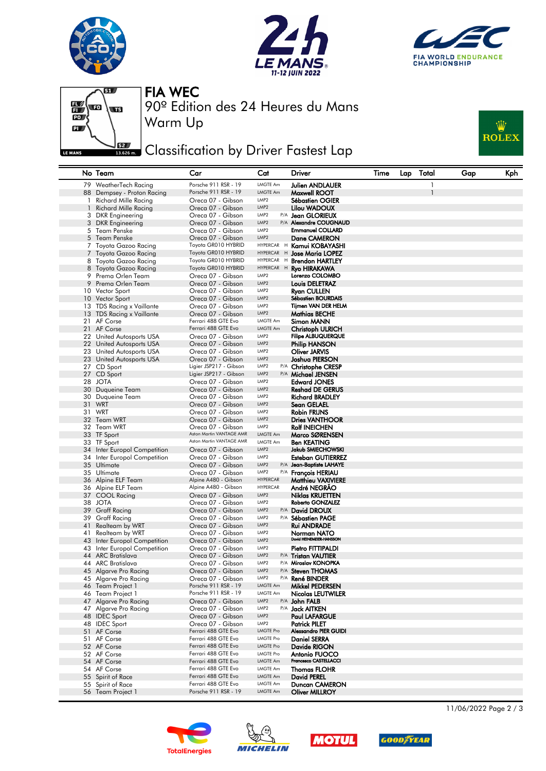# FIA WEC

## 90º Edition des 24 Heures du Mans

## Warm Up

## Classification by Driver Fastest Lap

| No | Team | Car | Cat | | Driver | Time | Lap | Total | Gap | Kph |
|---|---|---|---|---|---|---|---|---|---|---|
| 79 | WeatherTech Racing | Porsche 911 RSR - 19 | LMGTE Am | | Julien ANDLAUER | | | 1 | | |
| 88 | Dempsey - Proton Racing | Porsche 911 RSR - 19 | LMGTE Am | | Maxwell ROOT | | | 1 | | |
| 1 | Richard Mille Racing | Oreca 07 - Gibson | LMP2 | | Sébastien OGIER | | | | | |
| 1 | Richard Mille Racing | Oreca 07 - Gibson | LMP2 | | Lilou WADOUX | | | | | |
| 3 | DKR Engineering | Oreca 07 - Gibson | LMP2 | P/A | Jean GLORIEUX | | | | | |
| 3 | DKR Engineering | Oreca 07 - Gibson | LMP2 | P/A | Alexandre COUGNAUD | | | | | |
| 5 | Team Penske | Oreca 07 - Gibson | LMP2 | | Emmanuel COLLARD | | | | | |
| 5 | Team Penske | Oreca 07 - Gibson | LMP2 | | Dane CAMERON | | | | | |
| 7 | Toyota Gazoo Racing | Toyota GR010 HYBRID | HYPERCAR | H | Kamui KOBAYASHI | | | | | |
| 7 | Toyota Gazoo Racing | Toyota GR010 HYBRID | HYPERCAR | H | Jose Maria LOPEZ | | | | | |
| 8 | Toyota Gazoo Racing | Toyota GR010 HYBRID | HYPERCAR | H | Brendon HARTLEY | | | | | |
| 8 | Toyota Gazoo Racing | Toyota GR010 HYBRID | HYPERCAR | H | Ryo HIRAKAWA | | | | | |
| 9 | Prema Orlen Team | Oreca 07 - Gibson | LMP2 | | Lorenzo COLOMBO | | | | | |
| 9 | Prema Orlen Team | Oreca 07 - Gibson | LMP2 | | Louis DELETRAZ | | | | | |
| 10 | Vector Sport | Oreca 07 - Gibson | LMP2 | | Ryan CULLEN | | | | | |
| 10 | Vector Sport | Oreca 07 - Gibson | LMP2 | | Sébastien BOURDAIS | | | | | |
| 13 | TDS Racing x Vaillante | Oreca 07 - Gibson | LMP2 | | Tijmen VAN DER HELM | | | | | |
| 13 | TDS Racing x Vaillante | Oreca 07 - Gibson | LMP2 | | Mathias BECHE | | | | | |
| 21 | AF Corse | Ferrari 488 GTE Evo | LMGTE Am | | Simon MANN | | | | | |
| 21 | AF Corse | Ferrari 488 GTE Evo | LMGTE Am | | Christoph ULRICH | | | | | |
| 22 | United Autosports USA | Oreca 07 - Gibson | LMP2 | | Filipe ALBUQUERQUE | | | | | |
| 22 | United Autosports USA | Oreca 07 - Gibson | LMP2 | | Philip HANSON | | | | | |
| 23 | United Autosports USA | Oreca 07 - Gibson | LMP2 | | Oliver JARVIS | | | | | |
| 23 | United Autosports USA | Oreca 07 - Gibson | LMP2 | | Joshua PIERSON | | | | | |
| 27 | CD Sport | Ligier JSP217 - Gibson | LMP2 | P/A | Christophe CRESP | | | | | |
| 27 | CD Sport | Ligier JSP217 - Gibson | LMP2 | P/A | Michael JENSEN | | | | | |
| 28 | JOTA | Oreca 07 - Gibson | LMP2 | | Edward JONES | | | | | |
| 30 | Duqueine Team | Oreca 07 - Gibson | LMP2 | | Reshad DE GERUS | | | | | |
| 30 | Duqueine Team | Oreca 07 - Gibson | LMP2 | | Richard BRADLEY | | | | | |
| 31 | WRT | Oreca 07 - Gibson | LMP2 | | Sean GELAEL | | | | | |
| 31 | WRT | Oreca 07 - Gibson | LMP2 | | Robin FRIJNS | | | | | |
| 32 | Team WRT | Oreca 07 - Gibson | LMP2 | | Dries VANTHOOR | | | | | |
| 32 | Team WRT | Oreca 07 - Gibson | LMP2 | | Rolf INEICHEN | | | | | |
| 33 | TF Sport | Aston Martin VANTAGE AMR | LMGTE Am | | Marco SØRENSEN | | | | | |
| 33 | TF Sport | Aston Martin VANTAGE AMR | LMGTE Am | | Ben KEATING | | | | | |
| 34 | Inter Europol Competition | Oreca 07 - Gibson | LMP2 | | Jakub SMIECHOWSKI | | | | | |
| 34 | Inter Europol Competition | Oreca 07 - Gibson | LMP2 | | Esteban GUTIERREZ | | | | | |
| 35 | Ultimate | Oreca 07 - Gibson | LMP2 | P/A | Jean-Baptiste LAHAYE | | | | | |
| 35 | Ultimate | Oreca 07 - Gibson | LMP2 | P/A | François HERIAU | | | | | |
| 36 | Alpine ELF Team | Alpine A480 - Gibson | HYPERCAR | | Matthieu VAXIVIERE | | | | | |
| 36 | Alpine ELF Team | Alpine A480 - Gibson | HYPERCAR | | André NEGRÃO | | | | | |
| 37 | COOL Racing | Oreca 07 - Gibson | LMP2 | | Niklas KRUETTEN | | | | | |
| 38 | JOTA | Oreca 07 - Gibson | LMP2 | | Roberto GONZALEZ | | | | | |
| 39 | Graff Racing | Oreca 07 - Gibson | LMP2 | P/A | David DROUX | | | | | |
| 39 | Graff Racing | Oreca 07 - Gibson | LMP2 | P/A | Sébastien PAGE | | | | | |
| 41 | Realteam by WRT | Oreca 07 - Gibson | LMP2 | | Rui ANDRADE | | | | | |
| 41 | Realteam by WRT | Oreca 07 - Gibson | LMP2 | | Norman NATO | | | | | |
| 43 | Inter Europol Competition | Oreca 07 - Gibson | LMP2 | | David HEINEMEIER-HANSSON | | | | | |
| 43 | Inter Europol Competition | Oreca 07 - Gibson | LMP2 | | Pietro FITTIPALDI | | | | | |
| 44 | ARC Bratislava | Oreca 07 - Gibson | LMP2 | P/A | Tristan VAUTIER | | | | | |
| 44 | ARC Bratislava | Oreca 07 - Gibson | LMP2 | P/A | Miroslav KONOPKA | | | | | |
| 45 | Algarve Pro Racing | Oreca 07 - Gibson | LMP2 | P/A | Steven THOMAS | | | | | |
| 45 | Algarve Pro Racing | Oreca 07 - Gibson | LMP2 | P/A | René BINDER | | | | | |
| 46 | Team Project 1 | Porsche 911 RSR - 19 | LMGTE Am | | Mikkel PEDERSEN | | | | | |
| 46 | Team Project 1 | Porsche 911 RSR - 19 | LMGTE Am | | Nicolas LEUTWILER | | | | | |
| 47 | Algarve Pro Racing | Oreca 07 - Gibson | LMP2 | P/A | John FALB | | | | | |
| 47 | Algarve Pro Racing | Oreca 07 - Gibson | LMP2 | P/A | Jack AITKEN | | | | | |
| 48 | IDEC Sport | Oreca 07 - Gibson | LMP2 | | Paul LAFARGUE | | | | | |
| 48 | IDEC Sport | Oreca 07 - Gibson | LMP2 | | Patrick PILET | | | | | |
| 51 | AF Corse | Ferrari 488 GTE Evo | LMGTE Pro | | Alessandro PIER GUIDI | | | | | |
| 51 | AF Corse | Ferrari 488 GTE Evo | LMGTE Pro | | Daniel SERRA | | | | | |
| 52 | AF Corse | Ferrari 488 GTE Evo | LMGTE Pro | | Davide RIGON | | | | | |
| 52 | AF Corse | Ferrari 488 GTE Evo | LMGTE Pro | | Antonio FUOCO | | | | | |
| 54 | AF Corse | Ferrari 488 GTE Evo | LMGTE Am | | Francesco CASTELLACCI | | | | | |
| 54 | AF Corse | Ferrari 488 GTE Evo | LMGTE Am | | Thomas FLOHR | | | | | |
| 55 | Spirit of Race | Ferrari 488 GTE Evo | LMGTE Am | | David PEREL | | | | | |
| 55 | Spirit of Race | Ferrari 488 GTE Evo | LMGTE Am | | Duncan CAMERON | | | | | |
| 56 | Team Project 1 | Porsche 911 RSR - 19 | LMGTE Am | | Oliver MILLROY | | | | | |

11/06/2022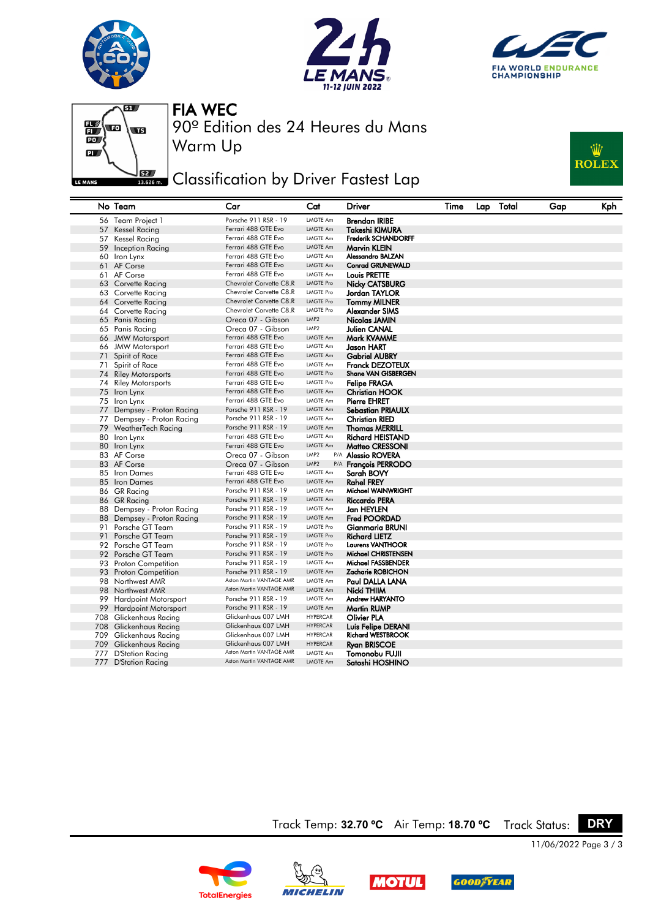# FIA WEC

## 90º Edition des 24 Heures du Mans

## Warm Up

## Classification by Driver Fastest Lap

| No | Team | Car | Cat | Driver | Time | Lap | Total | Gap | Kph |
|---|---|---|---|---|---|---|---|---|---|
| 56 | Team Project 1 | Porsche 911 RSR - 19 | LMGTE Am | Brendan IRIBE | | | | | |
| 57 | Kessel Racing | Ferrari 488 GTE Evo | LMGTE Am | Takeshi KIMURA | | | | | |
| 57 | Kessel Racing | Ferrari 488 GTE Evo | LMGTE Am | Frederik SCHANDORFF | | | | | |
| 59 | Inception Racing | Ferrari 488 GTE Evo | LMGTE Am | Marvin KLEIN | | | | | |
| 60 | Iron Lynx | Ferrari 488 GTE Evo | LMGTE Am | Alessandro BALZAN | | | | | |
| 61 | AF Corse | Ferrari 488 GTE Evo | LMGTE Am | Conrad GRUNEWALD | | | | | |
| 61 | AF Corse | Ferrari 488 GTE Evo | LMGTE Am | Louis PRETTE | | | | | |
| 63 | Corvette Racing | Chevrolet Corvette C8.R | LMGTE Pro | Nicky CATSBURG | | | | | |
| 63 | Corvette Racing | Chevrolet Corvette C8.R | LMGTE Pro | Jordan TAYLOR | | | | | |
| 64 | Corvette Racing | Chevrolet Corvette C8.R | LMGTE Pro | Tommy MILNER | | | | | |
| 64 | Corvette Racing | Chevrolet Corvette C8.R | LMGTE Pro | Alexander SIMS | | | | | |
| 65 | Panis Racing | Oreca 07 - Gibson | LMP2 | Nicolas JAMIN | | | | | |
| 65 | Panis Racing | Oreca 07 - Gibson | LMP2 | Julien CANAL | | | | | |
| 66 | JMW Motorsport | Ferrari 488 GTE Evo | LMGTE Am | Mark KVAMME | | | | | |
| 66 | JMW Motorsport | Ferrari 488 GTE Evo | LMGTE Am | Jason HART | | | | | |
| 71 | Spirit of Race | Ferrari 488 GTE Evo | LMGTE Am | Gabriel AUBRY | | | | | |
| 71 | Spirit of Race | Ferrari 488 GTE Evo | LMGTE Am | Franck DEZOTEUX | | | | | |
| 74 | Riley Motorsports | Ferrari 488 GTE Evo | LMGTE Pro | Shane VAN GISBERGEN | | | | | |
| 74 | Riley Motorsports | Ferrari 488 GTE Evo | LMGTE Pro | Felipe FRAGA | | | | | |
| 75 | Iron Lynx | Ferrari 488 GTE Evo | LMGTE Am | Christian HOOK | | | | | |
| 75 | Iron Lynx | Ferrari 488 GTE Evo | LMGTE Am | Pierre EHRET | | | | | |
| 77 | Dempsey - Proton Racing | Porsche 911 RSR - 19 | LMGTE Am | Sebastian PRIAULX | | | | | |
| 77 | Dempsey - Proton Racing | Porsche 911 RSR - 19 | LMGTE Am | Christian RIED | | | | | |
| 79 | WeatherTech Racing | Porsche 911 RSR - 19 | LMGTE Am | Thomas MERRILL | | | | | |
| 80 | Iron Lynx | Ferrari 488 GTE Evo | LMGTE Am | Richard HEISTAND | | | | | |
| 80 | Iron Lynx | Ferrari 488 GTE Evo | LMGTE Am | Matteo CRESSONI | | | | | |
| 83 | AF Corse | Oreca 07 - Gibson | LMP2 P/A | Alessio ROVERA | | | | | |
| 83 | AF Corse | Oreca 07 - Gibson | LMP2 P/A | François PERRODO | | | | | |
| 85 | Iron Dames | Ferrari 488 GTE Evo | LMGTE Am | Sarah BOVY | | | | | |
| 85 | Iron Dames | Ferrari 488 GTE Evo | LMGTE Am | Rahel FREY | | | | | |
| 86 | GR Racing | Porsche 911 RSR - 19 | LMGTE Am | Michael WAINWRIGHT | | | | | |
| 86 | GR Racing | Porsche 911 RSR - 19 | LMGTE Am | Riccardo PERA | | | | | |
| 88 | Dempsey - Proton Racing | Porsche 911 RSR - 19 | LMGTE Am | Jan HEYLEN | | | | | |
| 88 | Dempsey - Proton Racing | Porsche 911 RSR - 19 | LMGTE Am | Fred POORDAD | | | | | |
| 91 | Porsche GT Team | Porsche 911 RSR - 19 | LMGTE Pro | Gianmaria BRUNI | | | | | |
| 91 | Porsche GT Team | Porsche 911 RSR - 19 | LMGTE Pro | Richard LIETZ | | | | | |
| 92 | Porsche GT Team | Porsche 911 RSR - 19 | LMGTE Pro | Laurens VANTHOOR | | | | | |
| 92 | Porsche GT Team | Porsche 911 RSR - 19 | LMGTE Pro | Michael CHRISTENSEN | | | | | |
| 93 | Proton Competition | Porsche 911 RSR - 19 | LMGTE Am | Michael FASSBENDER | | | | | |
| 93 | Proton Competition | Porsche 911 RSR - 19 | LMGTE Am | Zacharie ROBICHON | | | | | |
| 98 | Northwest AMR | Aston Martin VANTAGE AMR | LMGTE Am | Paul DALLA LANA | | | | | |
| 98 | Northwest AMR | Aston Martin VANTAGE AMR | LMGTE Am | Nicki THIIM | | | | | |
| 99 | Hardpoint Motorsport | Porsche 911 RSR - 19 | LMGTE Am | Andrew HARYANTO | | | | | |
| 99 | Hardpoint Motorsport | Porsche 911 RSR - 19 | LMGTE Am | Martin RUMP | | | | | |
| 708 | Glickenhaus Racing | Glickenhaus 007 LMH | HYPERCAR | Olivier PLA | | | | | |
| 708 | Glickenhaus Racing | Glickenhaus 007 LMH | HYPERCAR | Luis Felipe DERANI | | | | | |
| 709 | Glickenhaus Racing | Glickenhaus 007 LMH | HYPERCAR | Richard WESTBROOK | | | | | |
| 709 | Glickenhaus Racing | Glickenhaus 007 LMH | HYPERCAR | Ryan BRISCOE | | | | | |
| 777 | D'Station Racing | Aston Martin VANTAGE AMR | LMGTE Am | Tomonobu FUJII | | | | | |
| 777 | D'Station Racing | Aston Martin VANTAGE AMR | LMGTE Am | Satoshi HOSHINO | | | | | |

Track Temp: **32.70 ºC** Air Temp: **18.70 ºC** Track Status: **DRY**

11/06/2022